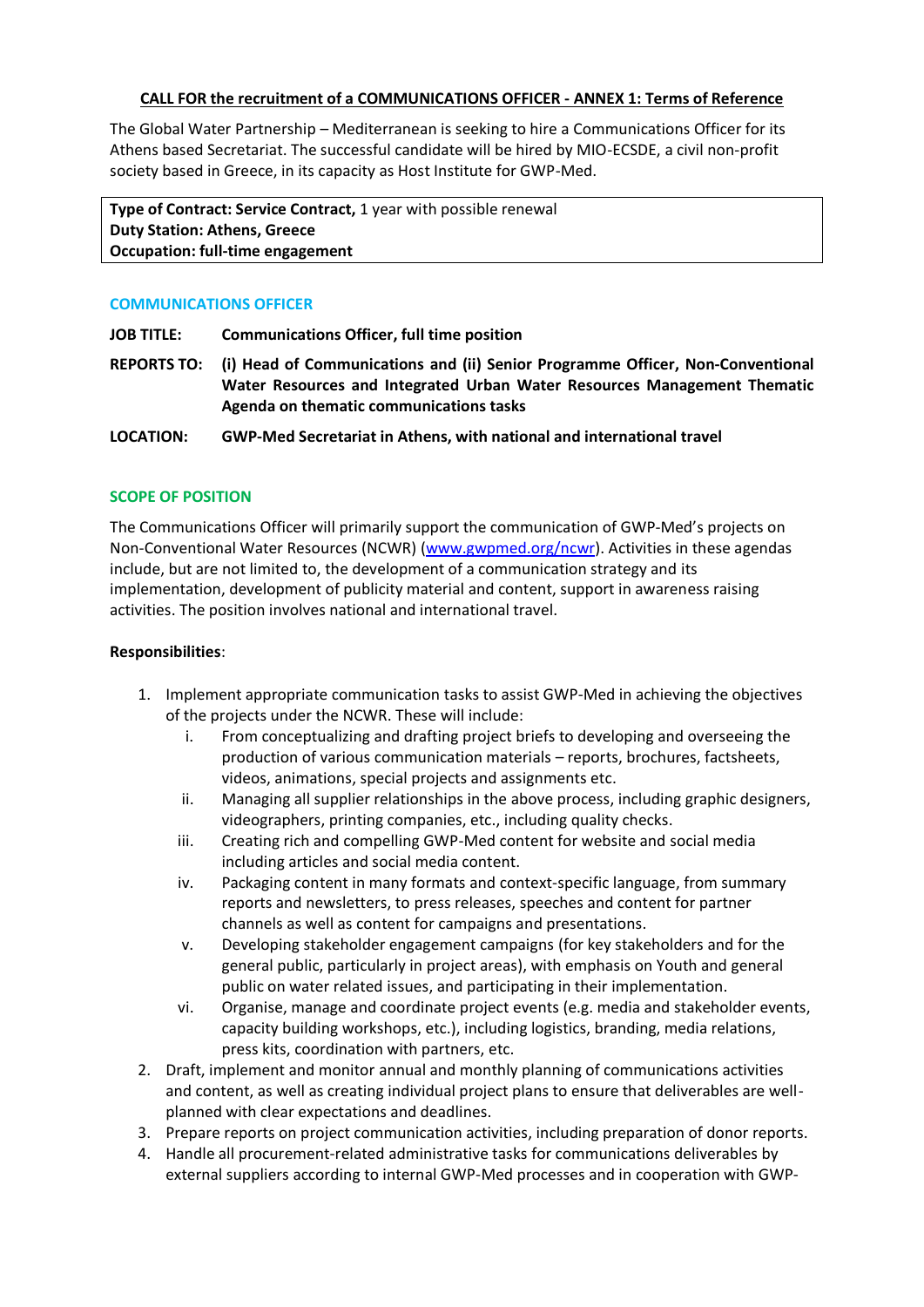**CALL FOR the recruitment of a COMMUNICATIONS OFFICER - ANNEX 1: Terms of Reference**

The Global Water Partnership – Mediterranean is seeking to hire a Communications Officer for its Athens based Secretariat. The successful candidate will be hired by MIO-ECSDE, a civil non-profit society based in Greece, in its capacity as Host Institute for GWP-Med.

**Type of Contract: Service Contract,** 1 year with possible renewal
**Duty Station: Athens, Greece**
**Occupation: full-time engagement**

## COMMUNICATIONS OFFICER

**JOB TITLE:** **Communications Officer, full time position**

**REPORTS TO:** **(i) Head of Communications and (ii) Senior Programme Officer, Non-Conventional Water Resources and Integrated Urban Water Resources Management Thematic Agenda on thematic communications tasks**

**LOCATION:** **GWP-Med Secretariat in Athens, with national and international travel**

## SCOPE OF POSITION

The Communications Officer will primarily support the communication of GWP-Med's projects on Non-Conventional Water Resources (NCWR) (www.gwpmed.org/ncwr). Activities in these agendas include, but are not limited to, the development of a communication strategy and its implementation, development of publicity material and content, support in awareness raising activities. The position involves national and international travel.

**Responsibilities**:

1. Implement appropriate communication tasks to assist GWP-Med in achieving the objectives of the projects under the NCWR. These will include:
   i. From conceptualizing and drafting project briefs to developing and overseeing the production of various communication materials – reports, brochures, factsheets, videos, animations, special projects and assignments etc.
   ii. Managing all supplier relationships in the above process, including graphic designers, videographers, printing companies, etc., including quality checks.
   iii. Creating rich and compelling GWP-Med content for website and social media including articles and social media content.
   iv. Packaging content in many formats and context-specific language, from summary reports and newsletters, to press releases, speeches and content for partner channels as well as content for campaigns and presentations.
   v. Developing stakeholder engagement campaigns (for key stakeholders and for the general public, particularly in project areas), with emphasis on Youth and general public on water related issues, and participating in their implementation.
   vi. Organise, manage and coordinate project events (e.g. media and stakeholder events, capacity building workshops, etc.), including logistics, branding, media relations, press kits, coordination with partners, etc.
2. Draft, implement and monitor annual and monthly planning of communications activities and content, as well as creating individual project plans to ensure that deliverables are well-planned with clear expectations and deadlines.
3. Prepare reports on project communication activities, including preparation of donor reports.
4. Handle all procurement-related administrative tasks for communications deliverables by external suppliers according to internal GWP-Med processes and in cooperation with GWP-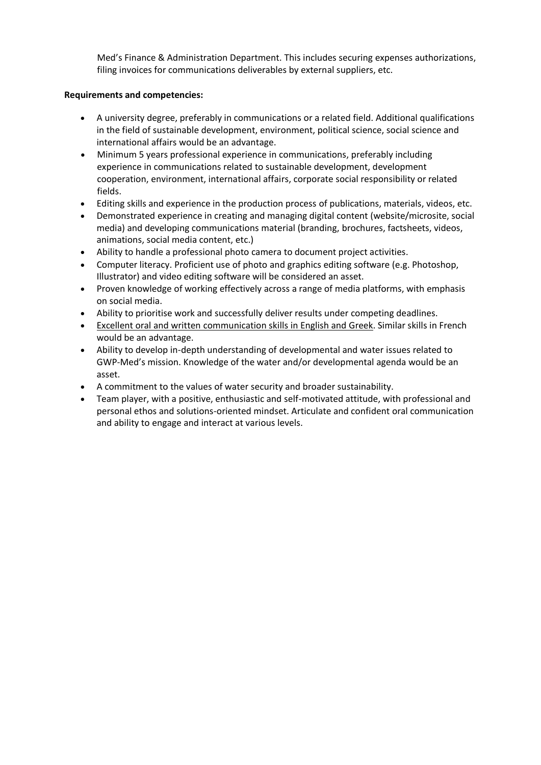Med's Finance & Administration Department. This includes securing expenses authorizations, filing invoices for communications deliverables by external suppliers, etc.

**Requirements and competencies:**

- A university degree, preferably in communications or a related field. Additional qualifications in the field of sustainable development, environment, political science, social science and international affairs would be an advantage.
- Minimum 5 years professional experience in communications, preferably including experience in communications related to sustainable development, development cooperation, environment, international affairs, corporate social responsibility or related fields.
- Editing skills and experience in the production process of publications, materials, videos, etc.
- Demonstrated experience in creating and managing digital content (website/microsite, social media) and developing communications material (branding, brochures, factsheets, videos, animations, social media content, etc.)
- Ability to handle a professional photo camera to document project activities.
- Computer literacy. Proficient use of photo and graphics editing software (e.g. Photoshop, Illustrator) and video editing software will be considered an asset.
- Proven knowledge of working effectively across a range of media platforms, with emphasis on social media.
- Ability to prioritise work and successfully deliver results under competing deadlines.
- <u>Excellent oral and written communication skills in English and Greek</u>. Similar skills in French would be an advantage.
- Ability to develop in-depth understanding of developmental and water issues related to GWP-Med's mission. Knowledge of the water and/or developmental agenda would be an asset.
- A commitment to the values of water security and broader sustainability.
- Team player, with a positive, enthusiastic and self-motivated attitude, with professional and personal ethos and solutions-oriented mindset. Articulate and confident oral communication and ability to engage and interact at various levels.